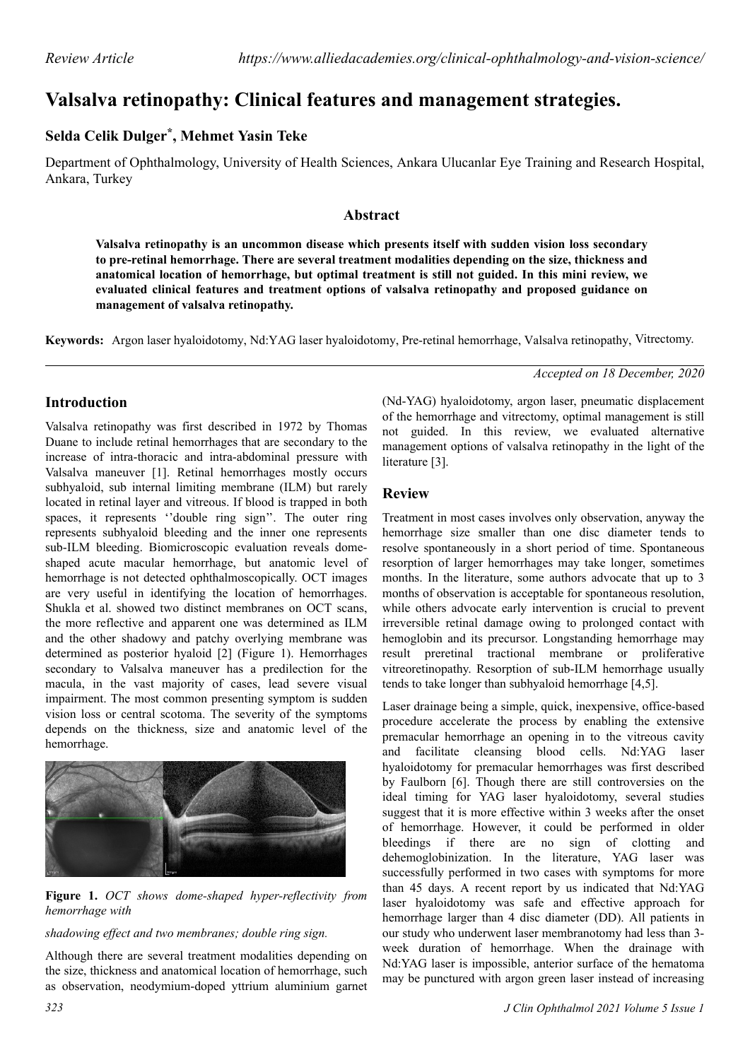# Valsalva retinopathy: Clinical features and management strategies.

## Selda Celik Dulger*, Mehmet Yasin Teke

Department of Ophthalmology, University of Health Sciences, Ankara Ulucanlar Eye Training and Research Hospital, Ankara, Turkey

### Abstract

**Valsalva retinopathy is an uncommon disease which presents itself with sudden vision loss secondary to pre-retinal hemorrhage. There are several treatment modalities depending on the size, thickness and anatomical location of hemorrhage, but optimal treatment is still not guided. In this mini review, we evaluated clinical features and treatment options of valsalva retinopathy and proposed guidance on management of valsalva retinopathy.**

**Keywords:** Argon laser hyaloidotomy, Nd:YAG laser hyaloidotomy, Pre-retinal hemorrhage, Valsalva retinopathy, Vitrectomy.

*Accepted on 18 December, 2020*

## Introduction

Valsalva retinopathy was first described in 1972 by Thomas Duane to include retinal hemorrhages that are secondary to the increase of intra-thoracic and intra-abdominal pressure with Valsalva maneuver [1]. Retinal hemorrhages mostly occurs subhyaloid, sub internal limiting membrane (ILM) but rarely located in retinal layer and vitreous. If blood is trapped in both spaces, it represents ''double ring sign''. The outer ring represents subhyaloid bleeding and the inner one represents sub-ILM bleeding. Biomicroscopic evaluation reveals dome-shaped acute macular hemorrhage, but anatomic level of hemorrhage is not detected ophthalmoscopically. OCT images are very useful in identifying the location of hemorrhages. Shukla et al. showed two distinct membranes on OCT scans, the more reflective and apparent one was determined as ILM and the other shadowy and patchy overlying membrane was determined as posterior hyaloid [2] (Figure 1). Hemorrhages secondary to Valsalva maneuver has a predilection for the macula, in the vast majority of cases, lead severe visual impairment. The most common presenting symptom is sudden vision loss or central scotoma. The severity of the symptoms depends on the thickness, size and anatomic level of the hemorrhage.

**Figure 1.** *OCT shows dome-shaped hyper-reflectivity from hemorrhage with shadowing effect and two membranes; double ring sign.*

Although there are several treatment modalities depending on the size, thickness and anatomical location of hemorrhage, such as observation, neodymium-doped yttrium aluminium garnet (Nd-YAG) hyaloidotomy, argon laser, pneumatic displacement of the hemorrhage and vitrectomy, optimal management is still not guided. In this review, we evaluated alternative management options of valsalva retinopathy in the light of the literature [3].

## Review

Treatment in most cases involves only observation, anyway the hemorrhage size smaller than one disc diameter tends to resolve spontaneously in a short period of time. Spontaneous resorption of larger hemorrhages may take longer, sometimes months. In the literature, some authors advocate that up to 3 months of observation is acceptable for spontaneous resolution, while others advocate early intervention is crucial to prevent irreversible retinal damage owing to prolonged contact with hemoglobin and its precursor. Longstanding hemorrhage may result preretinal tractional membrane or proliferative vitreoretinopathy. Resorption of sub-ILM hemorrhage usually tends to take longer than subhyaloid hemorrhage [4,5].

Laser drainage being a simple, quick, inexpensive, office-based procedure accelerate the process by enabling the extensive premacular hemorrhage an opening in to the vitreous cavity and facilitate cleansing blood cells. Nd:YAG laser hyaloidotomy for premacular hemorrhages was first described by Faulborn [6]. Though there are still controversies on the ideal timing for YAG laser hyaloidotomy, several studies suggest that it is more effective within 3 weeks after the onset of hemorrhage. However, it could be performed in older bleedings if there are no sign of clotting and dehemoglobinization. In the literature, YAG laser was successfully performed in two cases with symptoms for more than 45 days. A recent report by us indicated that Nd:YAG laser hyaloidotomy was safe and effective approach for hemorrhage larger than 4 disc diameter (DD). All patients in our study who underwent laser membranotomy had less than 3-week duration of hemorrhage. When the drainage with Nd:YAG laser is impossible, anterior surface of the hematoma may be punctured with argon green laser instead of increasing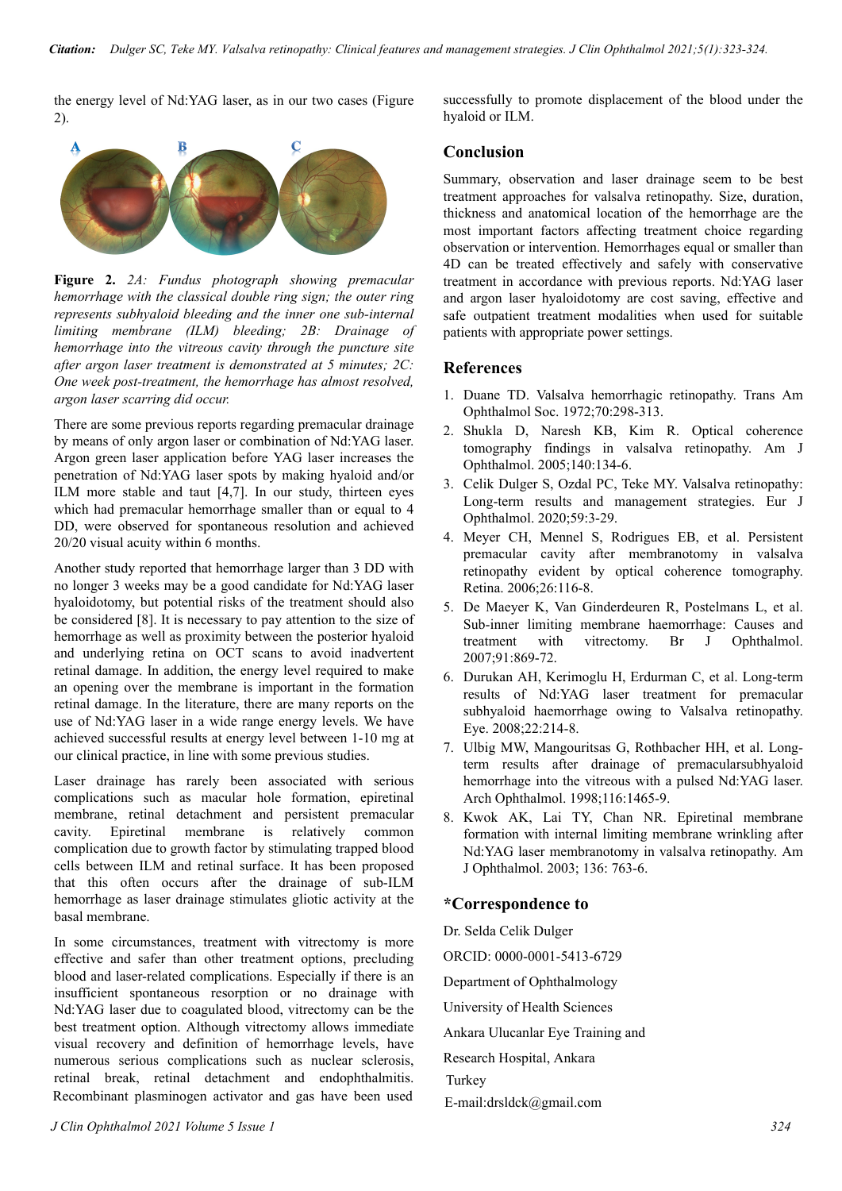the energy level of Nd:YAG laser, as in our two cases (Figure 2).

A B C

**Figure 2.** *2A: Fundus photograph showing premacular hemorrhage with the classical double ring sign; the outer ring represents subhyaloid bleeding and the inner one sub-internal limiting membrane (ILM) bleeding; 2B: Drainage of hemorrhage into the vitreous cavity through the puncture site after argon laser treatment is demonstrated at 5 minutes; 2C: One week post-treatment, the hemorrhage has almost resolved, argon laser scarring did occur.*

There are some previous reports regarding premacular drainage by means of only argon laser or combination of Nd:YAG laser. Argon green laser application before YAG laser increases the penetration of Nd:YAG laser spots by making hyaloid and/or ILM more stable and taut [4,7]. In our study, thirteen eyes which had premacular hemorrhage smaller than or equal to 4 DD, were observed for spontaneous resolution and achieved 20/20 visual acuity within 6 months.

Another study reported that hemorrhage larger than 3 DD with no longer 3 weeks may be a good candidate for Nd:YAG laser hyaloidotomy, but potential risks of the treatment should also be considered [8]. It is necessary to pay attention to the size of hemorrhage as well as proximity between the posterior hyaloid and underlying retina on OCT scans to avoid inadvertent retinal damage. In addition, the energy level required to make an opening over the membrane is important in the formation retinal damage. In the literature, there are many reports on the use of Nd:YAG laser in a wide range energy levels. We have achieved successful results at energy level between 1-10 mg at our clinical practice, in line with some previous studies.

Laser drainage has rarely been associated with serious complications such as macular hole formation, epiretinal membrane, retinal detachment and persistent premacular cavity. Epiretinal membrane is relatively common complication due to growth factor by stimulating trapped blood cells between ILM and retinal surface. It has been proposed that this often occurs after the drainage of sub-ILM hemorrhage as laser drainage stimulates gliotic activity at the basal membrane.

In some circumstances, treatment with vitrectomy is more effective and safer than other treatment options, precluding blood and laser-related complications. Especially if there is an insufficient spontaneous resorption or no drainage with Nd:YAG laser due to coagulated blood, vitrectomy can be the best treatment option. Although vitrectomy allows immediate visual recovery and definition of hemorrhage levels, have numerous serious complications such as nuclear sclerosis, retinal break, retinal detachment and endophthalmitis. Recombinant plasminogen activator and gas have been used successfully to promote displacement of the blood under the hyaloid or ILM.

## Conclusion

Summary, observation and laser drainage seem to be best treatment approaches for valsalva retinopathy. Size, duration, thickness and anatomical location of the hemorrhage are the most important factors affecting treatment choice regarding observation or intervention. Hemorrhages equal or smaller than 4D can be treated effectively and safely with conservative treatment in accordance with previous reports. Nd:YAG laser and argon laser hyaloidotomy are cost saving, effective and safe outpatient treatment modalities when used for suitable patients with appropriate power settings.

## References

1. Duane TD. Valsalva hemorrhagic retinopathy. Trans Am Ophthalmol Soc. 1972;70:298-313.
2. Shukla D, Naresh KB, Kim R. Optical coherence tomography findings in valsalva retinopathy. Am J Ophthalmol. 2005;140:134-6.
3. Celik Dulger S, Ozdal PC, Teke MY. Valsalva retinopathy: Long-term results and management strategies. Eur J Ophthalmol. 2020;59:3-29.
4. Meyer CH, Mennel S, Rodrigues EB, et al. Persistent premacular cavity after membranotomy in valsalva retinopathy evident by optical coherence tomography. Retina. 2006;26:116-8.
5. De Maeyer K, Van Ginderdeuren R, Postelmans L, et al. Sub-inner limiting membrane haemorrhage: Causes and treatment with vitrectomy. Br J Ophthalmol. 2007;91:869-72.
6. Durukan AH, Kerimoglu H, Erdurman C, et al. Long-term results of Nd:YAG laser treatment for premacular subhyaloid haemorrhage owing to Valsalva retinopathy. Eye. 2008;22:214-8.
7. Ulbig MW, Mangouritsas G, Rothbacher HH, et al. Long-term results after drainage of premacularsubhyaloid hemorrhage into the vitreous with a pulsed Nd:YAG laser. Arch Ophthalmol. 1998;116:1465-9.
8. Kwok AK, Lai TY, Chan NR. Epiretinal membrane formation with internal limiting membrane wrinkling after Nd:YAG laser membranotomy in valsalva retinopathy. Am J Ophthalmol. 2003; 136: 763-6.

## *Correspondence to

Dr. Selda Celik Dulger

ORCID: 0000-0001-5413-6729

Department of Ophthalmology

University of Health Sciences

Ankara Ulucanlar Eye Training and

Research Hospital, Ankara

Turkey

E-mail:drsldck@gmail.com